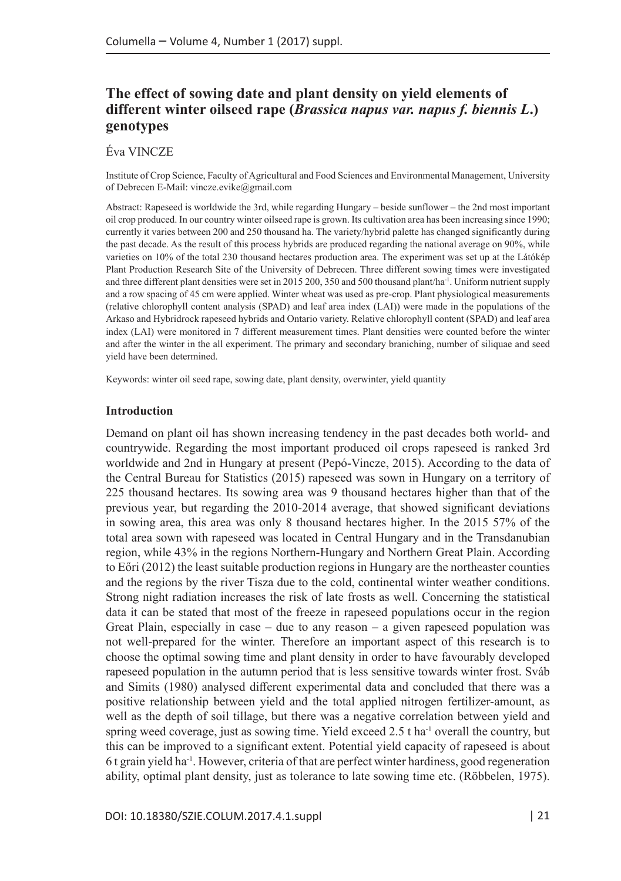# The effect of sowing date and plant density on yield elements of different winter oilseed rape (*Brassica napus var. napus f. biennis L.*) genotypes

Éva VINCZE

Institute of Crop Science, Faculty of Agricultural and Food Sciences and Environmental Management, University of Debrecen E-Mail: vincze.evike@gmail.com

Abstract: Rapeseed is worldwide the 3rd, while regarding Hungary – beside sunflower – the 2nd most important oil crop produced. In our country winter oilseed rape is grown. Its cultivation area has been increasing since 1990; currently it varies between 200 and 250 thousand ha. The variety/hybrid palette has changed significantly during the past decade. As the result of this process hybrids are produced regarding the national average on 90%, while varieties on 10% of the total 230 thousand hectares production area. The experiment was set up at the Látókép Plant Production Research Site of the University of Debrecen. Three different sowing times were investigated and three different plant densities were set in 2015 200, 350 and 500 thousand plant/ha$^{-1}$. Uniform nutrient supply and a row spacing of 45 cm were applied. Winter wheat was used as pre-crop. Plant physiological measurements (relative chlorophyll content analysis (SPAD) and leaf area index (LAI)) were made in the populations of the Arkaso and Hybridrock rapeseed hybrids and Ontario variety. Relative chlorophyll content (SPAD) and leaf area index (LAI) were monitored in 7 different measurement times. Plant densities were counted before the winter and after the winter in the all experiment. The primary and secondary braniching, number of siliquae and seed yield have been determined.

Keywords: winter oil seed rape, sowing date, plant density, overwinter, yield quantity

## Introduction

Demand on plant oil has shown increasing tendency in the past decades both world- and countrywide. Regarding the most important produced oil crops rapeseed is ranked 3rd worldwide and 2nd in Hungary at present (Pepó-Vincze, 2015). According to the data of the Central Bureau for Statistics (2015) rapeseed was sown in Hungary on a territory of 225 thousand hectares. Its sowing area was 9 thousand hectares higher than that of the previous year, but regarding the 2010-2014 average, that showed significant deviations in sowing area, this area was only 8 thousand hectares higher. In the 2015 57% of the total area sown with rapeseed was located in Central Hungary and in the Transdanubian region, while 43% in the regions Northern-Hungary and Northern Great Plain. According to Eőri (2012) the least suitable production regions in Hungary are the northeaster counties and the regions by the river Tisza due to the cold, continental winter weather conditions. Strong night radiation increases the risk of late frosts as well. Concerning the statistical data it can be stated that most of the freeze in rapeseed populations occur in the region Great Plain, especially in case – due to any reason – a given rapeseed population was not well-prepared for the winter. Therefore an important aspect of this research is to choose the optimal sowing time and plant density in order to have favourably developed rapeseed population in the autumn period that is less sensitive towards winter frost. Sváb and Simits (1980) analysed different experimental data and concluded that there was a positive relationship between yield and the total applied nitrogen fertilizer-amount, as well as the depth of soil tillage, but there was a negative correlation between yield and spring weed coverage, just as sowing time. Yield exceed 2.5 t ha$^{-1}$ overall the country, but this can be improved to a significant extent. Potential yield capacity of rapeseed is about 6 t grain yield ha$^{-1}$. However, criteria of that are perfect winter hardiness, good regeneration ability, optimal plant density, just as tolerance to late sowing time etc. (Röbbelen, 1975).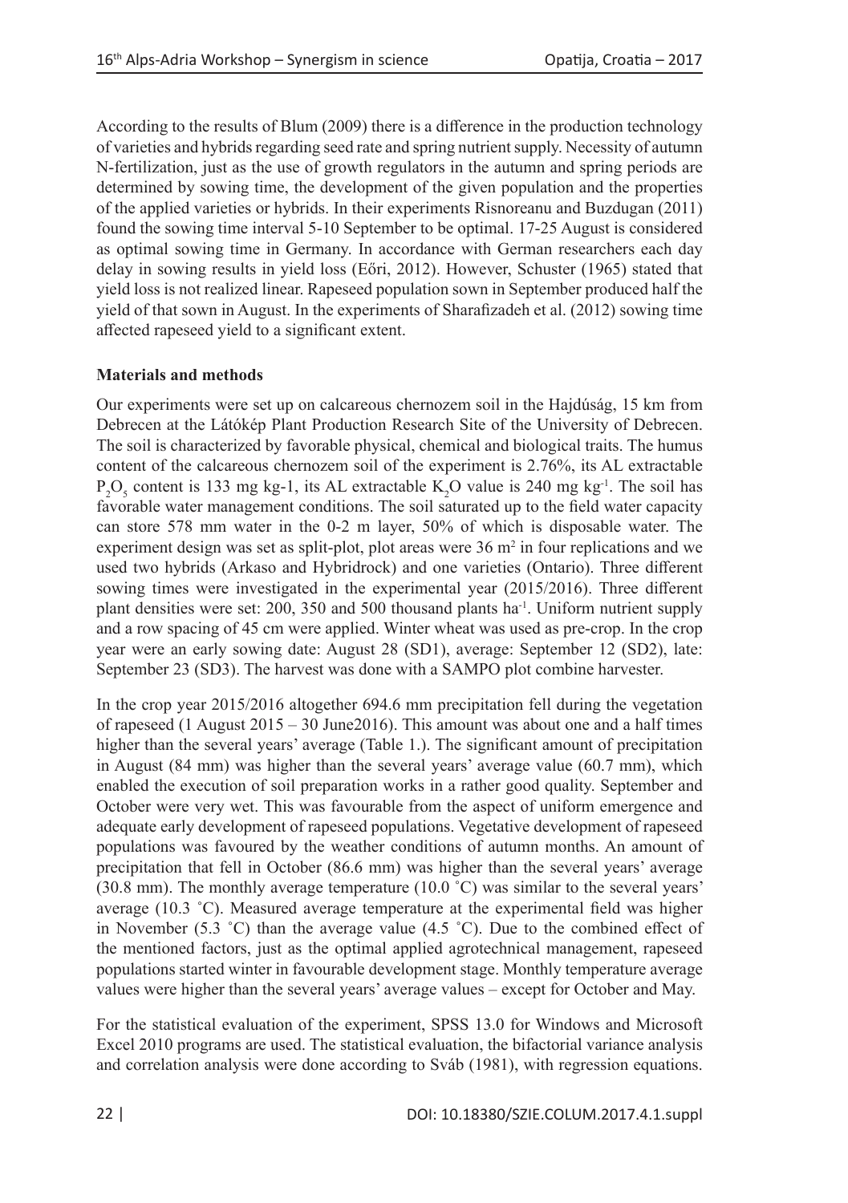According to the results of Blum (2009) there is a difference in the production technology of varieties and hybrids regarding seed rate and spring nutrient supply. Necessity of autumn N-fertilization, just as the use of growth regulators in the autumn and spring periods are determined by sowing time, the development of the given population and the properties of the applied varieties or hybrids. In their experiments Risnoreanu and Buzdugan (2011) found the sowing time interval 5-10 September to be optimal. 17-25 August is considered as optimal sowing time in Germany. In accordance with German researchers each day delay in sowing results in yield loss (Eőri, 2012). However, Schuster (1965) stated that yield loss is not realized linear. Rapeseed population sown in September produced half the yield of that sown in August. In the experiments of Sharafizadeh et al. (2012) sowing time affected rapeseed yield to a significant extent.

**Materials and methods**

Our experiments were set up on calcareous chernozem soil in the Hajdúság, 15 km from Debrecen at the Látókép Plant Production Research Site of the University of Debrecen. The soil is characterized by favorable physical, chemical and biological traits. The humus content of the calcareous chernozem soil of the experiment is 2.76%, its AL extractable $P_2O_5$ content is 133 mg kg-1, its AL extractable $K_2O$ value is 240 mg $kg^{-1}$. The soil has favorable water management conditions. The soil saturated up to the field water capacity can store 578 mm water in the 0-2 m layer, 50% of which is disposable water. The experiment design was set as split-plot, plot areas were 36 $m^2$ in four replications and we used two hybrids (Arkaso and Hybridrock) and one varieties (Ontario). Three different sowing times were investigated in the experimental year (2015/2016). Three different plant densities were set: 200, 350 and 500 thousand plants $ha^{-1}$. Uniform nutrient supply and a row spacing of 45 cm were applied. Winter wheat was used as pre-crop. In the crop year were an early sowing date: August 28 (SD1), average: September 12 (SD2), late: September 23 (SD3). The harvest was done with a SAMPO plot combine harvester.

In the crop year 2015/2016 altogether 694.6 mm precipitation fell during the vegetation of rapeseed (1 August 2015 – 30 June2016). This amount was about one and a half times higher than the several years' average (Table 1.). The significant amount of precipitation in August (84 mm) was higher than the several years' average value (60.7 mm), which enabled the execution of soil preparation works in a rather good quality. September and October were very wet. This was favourable from the aspect of uniform emergence and adequate early development of rapeseed populations. Vegetative development of rapeseed populations was favoured by the weather conditions of autumn months. An amount of precipitation that fell in October (86.6 mm) was higher than the several years' average (30.8 mm). The monthly average temperature (10.0 ˚C) was similar to the several years' average (10.3 ˚C). Measured average temperature at the experimental field was higher in November (5.3 ˚C) than the average value (4.5 ˚C). Due to the combined effect of the mentioned factors, just as the optimal applied agrotechnical management, rapeseed populations started winter in favourable development stage. Monthly temperature average values were higher than the several years' average values – except for October and May.

For the statistical evaluation of the experiment, SPSS 13.0 for Windows and Microsoft Excel 2010 programs are used. The statistical evaluation, the bifactorial variance analysis and correlation analysis were done according to Sváb (1981), with regression equations.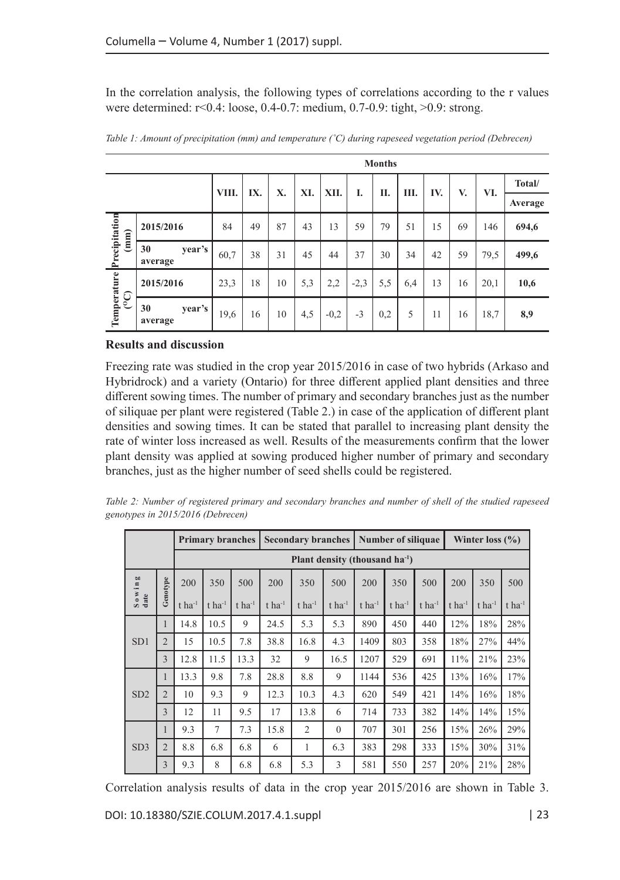In the correlation analysis, the following types of correlations according to the r values were determined: r<0.4: loose, 0.4-0.7: medium, 0.7-0.9: tight, >0.9: strong.

*Table 1: Amount of precipitation (mm) and temperature (˚C) during rapeseed vegetation period (Debrecen)*

| | | Months | | | | | | | | | | | |
|---|---|---|---|---|---|---|---|---|---|---|---|---|---|
| | | VIII. | IX. | X. | XI. | XII. | I. | II. | III. | IV. | V. | VI. | Total/ Average |
| Precipitation (mm) | 2015/2016 | 84 | 49 | 87 | 43 | 13 | 59 | 79 | 51 | 15 | 69 | 146 | **694,6** |
| | 30 year's average | 60,7 | 38 | 31 | 45 | 44 | 37 | 30 | 34 | 42 | 59 | 79,5 | **499,6** |
| Temperature (°C) | 2015/2016 | 23,3 | 18 | 10 | 5,3 | 2,2 | -2,3 | 5,5 | 6,4 | 13 | 16 | 20,1 | **10,6** |
| | 30 year's average | 19,6 | 16 | 10 | 4,5 | -0,2 | -3 | 0,2 | 5 | 11 | 16 | 18,7 | **8,9** |

## Results and discussion

Freezing rate was studied in the crop year 2015/2016 in case of two hybrids (Arkaso and Hybridrock) and a variety (Ontario) for three different applied plant densities and three different sowing times. The number of primary and secondary branches just as the number of siliquae per plant were registered (Table 2.) in case of the application of different plant densities and sowing times. It can be stated that parallel to increasing plant density the rate of winter loss increased as well. Results of the measurements confirm that the lower plant density was applied at sowing produced higher number of primary and secondary branches, just as the higher number of seed shells could be registered.

*Table 2: Number of registered primary and secondary branches and number of shell of the studied rapeseed genotypes in 2015/2016 (Debrecen)*

| | | Primary branches | | | Secondary branches | | | Number of siliquae | | | Winter loss (%) | | |
|---|---|---|---|---|---|---|---|---|---|---|---|---|---|
| | | Plant density (thousand ha$^{-1}$) | | | | | | | | | | | |
| Sowing date | Genotype | 200 t ha$^{-1}$ | 350 t ha$^{-1}$ | 500 t ha$^{-1}$ | 200 t ha$^{-1}$ | 350 t ha$^{-1}$ | 500 t ha$^{-1}$ | 200 t ha$^{-1}$ | 350 t ha$^{-1}$ | 500 t ha$^{-1}$ | 200 t ha$^{-1}$ | 350 t ha$^{-1}$ | 500 t ha$^{-1}$ |
| SD1 | 1 | 14.8 | 10.5 | 9 | 24.5 | 5.3 | 5.3 | 890 | 450 | 440 | 12% | 18% | 28% |
| | 2 | 15 | 10.5 | 7.8 | 38.8 | 16.8 | 4.3 | 1409 | 803 | 358 | 18% | 27% | 44% |
| | 3 | 12.8 | 11.5 | 13.3 | 32 | 9 | 16.5 | 1207 | 529 | 691 | 11% | 21% | 23% |
| SD2 | 1 | 13.3 | 9.8 | 7.8 | 28.8 | 8.8 | 9 | 1144 | 536 | 425 | 13% | 16% | 17% |
| | 2 | 10 | 9.3 | 9 | 12.3 | 10.3 | 4.3 | 620 | 549 | 421 | 14% | 16% | 18% |
| | 3 | 12 | 11 | 9.5 | 17 | 13.8 | 6 | 714 | 733 | 382 | 14% | 14% | 15% |
| SD3 | 1 | 9.3 | 7 | 7.3 | 15.8 | 2 | 0 | 707 | 301 | 256 | 15% | 26% | 29% |
| | 2 | 8.8 | 6.8 | 6.8 | 6 | 1 | 6.3 | 383 | 298 | 333 | 15% | 30% | 31% |
| | 3 | 9.3 | 8 | 6.8 | 6.8 | 5.3 | 3 | 581 | 550 | 257 | 20% | 21% | 28% |

Correlation analysis results of data in the crop year 2015/2016 are shown in Table 3.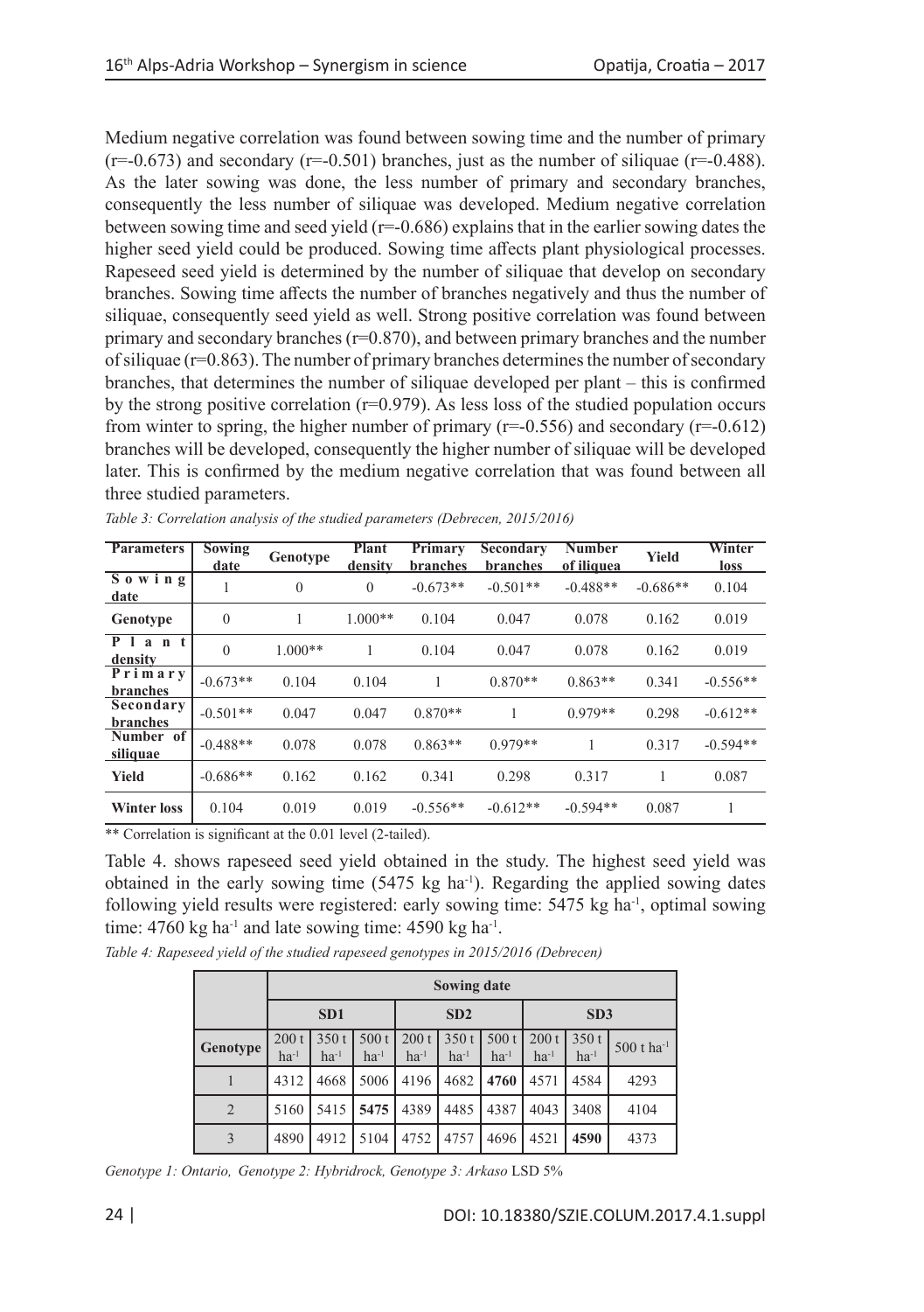Medium negative correlation was found between sowing time and the number of primary (r=-0.673) and secondary (r=-0.501) branches, just as the number of siliquae (r=-0.488). As the later sowing was done, the less number of primary and secondary branches, consequently the less number of siliquae was developed. Medium negative correlation between sowing time and seed yield (r=-0.686) explains that in the earlier sowing dates the higher seed yield could be produced. Sowing time affects plant physiological processes. Rapeseed seed yield is determined by the number of siliquae that develop on secondary branches. Sowing time affects the number of branches negatively and thus the number of siliquae, consequently seed yield as well. Strong positive correlation was found between primary and secondary branches (r=0.870), and between primary branches and the number of siliquae (r=0.863). The number of primary branches determines the number of secondary branches, that determines the number of siliquae developed per plant – this is confirmed by the strong positive correlation (r=0.979). As less loss of the studied population occurs from winter to spring, the higher number of primary (r=-0.556) and secondary (r=-0.612) branches will be developed, consequently the higher number of siliquae will be developed later. This is confirmed by the medium negative correlation that was found between all three studied parameters.

*Table 3: Correlation analysis of the studied parameters (Debrecen, 2015/2016)*

| Parameters | Sowing date | Genotype | Plant density | Primary branches | Secondary branches | Number of iliquea | Yield | Winter loss |
|---|---|---|---|---|---|---|---|---|
| Sowing date | 1 | 0 | 0 | -0.673** | -0.501** | -0.488** | -0.686** | 0.104 |
| Genotype | 0 | 1 | 1.000** | 0.104 | 0.047 | 0.078 | 0.162 | 0.019 |
| Plant density | 0 | 1.000** | 1 | 0.104 | 0.047 | 0.078 | 0.162 | 0.019 |
| Primary branches | -0.673** | 0.104 | 0.104 | 1 | 0.870** | 0.863** | 0.341 | -0.556** |
| Secondary branches | -0.501** | 0.047 | 0.047 | 0.870** | 1 | 0.979** | 0.298 | -0.612** |
| Number of siliquae | -0.488** | 0.078 | 0.078 | 0.863** | 0.979** | 1 | 0.317 | -0.594** |
| Yield | -0.686** | 0.162 | 0.162 | 0.341 | 0.298 | 0.317 | 1 | 0.087 |
| Winter loss | 0.104 | 0.019 | 0.019 | -0.556** | -0.612** | -0.594** | 0.087 | 1 |

** Correlation is significant at the 0.01 level (2-tailed).

Table 4. shows rapeseed seed yield obtained in the study. The highest seed yield was obtained in the early sowing time (5475 kg ha$^{-1}$). Regarding the applied sowing dates following yield results were registered: early sowing time: 5475 kg ha$^{-1}$, optimal sowing time: 4760 kg ha$^{-1}$ and late sowing time: 4590 kg ha$^{-1}$.

*Table 4: Rapeseed yield of the studied rapeseed genotypes in 2015/2016 (Debrecen)*

| | Sowing date | | | | | | | | |
|---|---|---|---|---|---|---|---|---|---|
| | SD1 | | | SD2 | | | SD3 | | |
| Genotype | 200 t ha$^{-1}$ | 350 t ha$^{-1}$ | 500 t ha$^{-1}$ | 200 t ha$^{-1}$ | 350 t ha$^{-1}$ | 500 t ha$^{-1}$ | 200 t ha$^{-1}$ | 350 t ha$^{-1}$ | 500 t ha$^{-1}$ |
| 1 | 4312 | 4668 | 5006 | 4196 | 4682 | **4760** | 4571 | 4584 | 4293 |
| 2 | 5160 | 5415 | **5475** | 4389 | 4485 | 4387 | 4043 | 3408 | 4104 |
| 3 | 4890 | 4912 | 5104 | 4752 | 4757 | 4696 | 4521 | **4590** | 4373 |

*Genotype 1: Ontario, Genotype 2: Hybridrock, Genotype 3: Arkaso* LSD 5%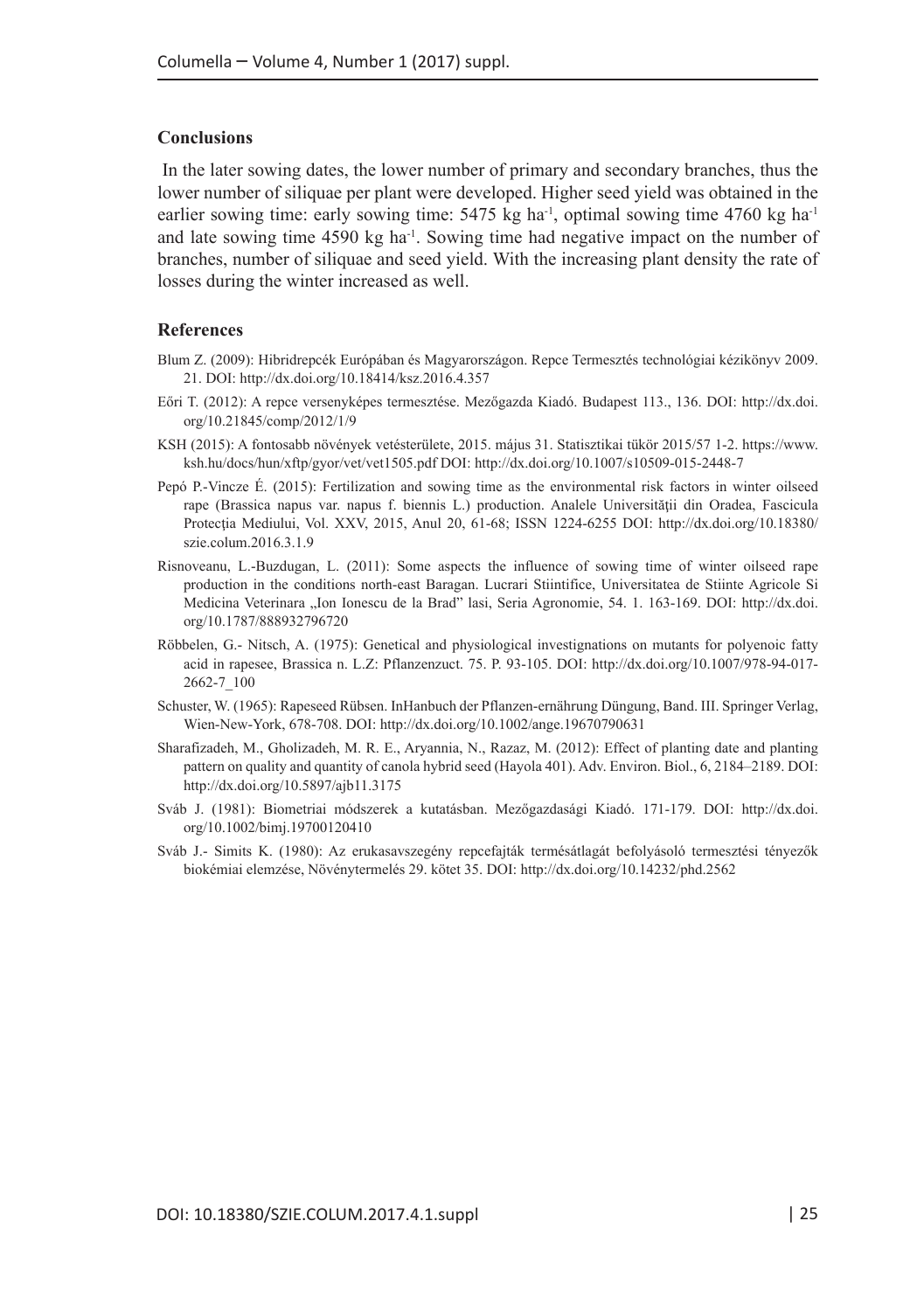## Conclusions

In the later sowing dates, the lower number of primary and secondary branches, thus the lower number of siliquae per plant were developed. Higher seed yield was obtained in the earlier sowing time: early sowing time: 5475 kg $ha^{-1}$, optimal sowing time 4760 kg $ha^{-1}$ and late sowing time 4590 kg $ha^{-1}$. Sowing time had negative impact on the number of branches, number of siliquae and seed yield. With the increasing plant density the rate of losses during the winter increased as well.

## References

Blum Z. (2009): Hibridrepcék Európában és Magyarországon. Repce Termesztés technológiai kézikönyv 2009. 21. DOI: http://dx.doi.org/10.18414/ksz.2016.4.357

Eőri T. (2012): A repce versenyképes termesztése. Mezőgazda Kiadó. Budapest 113., 136. DOI: http://dx.doi.org/10.21845/comp/2012/1/9

KSH (2015): A fontosabb növények vetésterülete, 2015. május 31. Statisztikai tükör 2015/57 1-2. https://www.ksh.hu/docs/hun/xftp/gyor/vet/vet1505.pdf DOI: http://dx.doi.org/10.1007/s10509-015-2448-7

Pepó P.-Vincze É. (2015): Fertilization and sowing time as the environmental risk factors in winter oilseed rape (Brassica napus var. napus f. biennis L.) production. Analele Universităţii din Oradea, Fascicula Protecţia Mediului, Vol. XXV, 2015, Anul 20, 61-68; ISSN 1224-6255 DOI: http://dx.doi.org/10.18380/szie.colum.2016.3.1.9

Risnoveanu, L.-Buzdugan, L. (2011): Some aspects the influence of sowing time of winter oilseed rape production in the conditions north-east Baragan. Lucrari Stiintifice, Universitatea de Stiinte Agricole Si Medicina Veterinara „Ion Ionescu de la Brad" Iasi, Seria Agronomie, 54. 1. 163-169. DOI: http://dx.doi.org/10.1787/888932796720

Röbbelen, G.- Nitsch, A. (1975): Genetical and physiological investignations on mutants for polyenoic fatty acid in rapesee, Brassica n. L.Z: Pflanzenzuct. 75. P. 93-105. DOI: http://dx.doi.org/10.1007/978-94-017-2662-7_100

Schuster, W. (1965): Rapeseed Rübsen. InHanbuch der Pflanzen-ernährung Düngung, Band. III. Springer Verlag, Wien-New-York, 678-708. DOI: http://dx.doi.org/10.1002/ange.19670790631

Sharafizadeh, M., Gholizadeh, M. R. E., Aryannia, N., Razaz, M. (2012): Effect of planting date and planting pattern on quality and quantity of canola hybrid seed (Hayola 401). Adv. Environ. Biol., 6, 2184–2189. DOI: http://dx.doi.org/10.5897/ajb11.3175

Sváb J. (1981): Biometriai módszerek a kutatásban. Mezőgazdasági Kiadó. 171-179. DOI: http://dx.doi.org/10.1002/bimj.19700120410

Sváb J.- Simits K. (1980): Az erukasavszegény repcefajták termésátlagát befolyásoló termesztési tényezők biokémiai elemzése, Növénytermelés 29. kötet 35. DOI: http://dx.doi.org/10.14232/phd.2562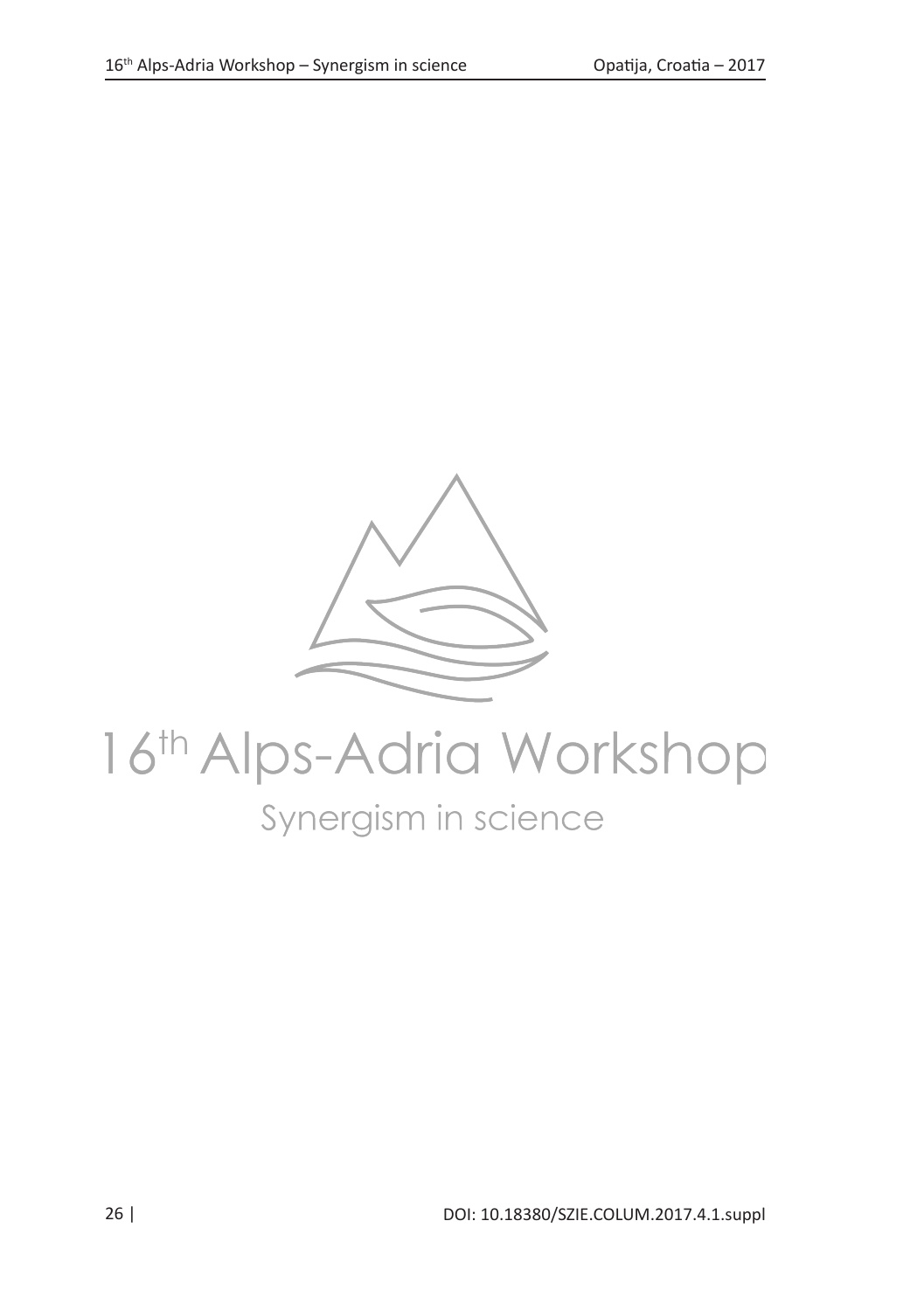16th Alps-Adria Workshop

Synergism in science